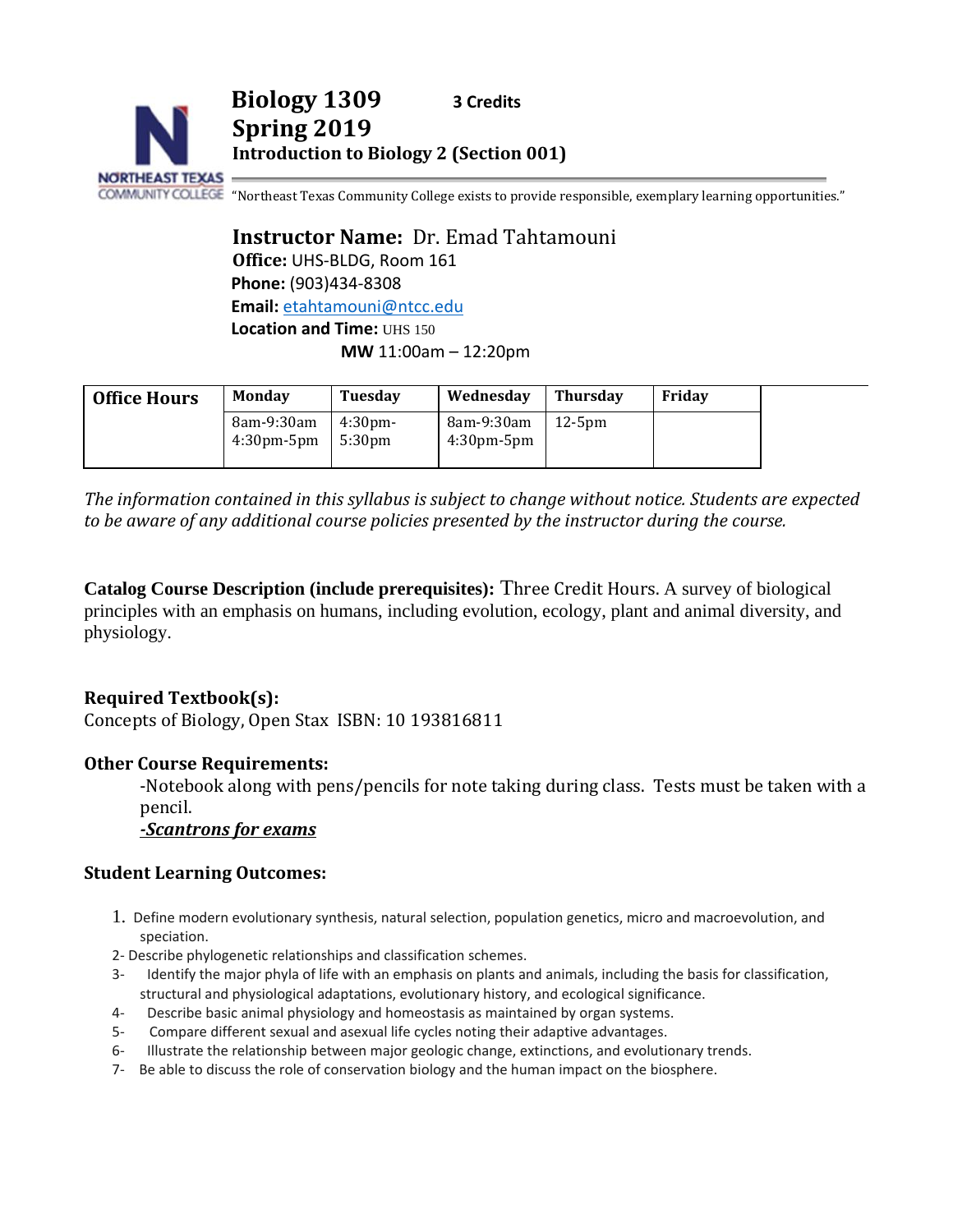# Biology 1309 **3 Credits**
# Spring 2019
### Introduction to Biology 2 (Section 001)

"Northeast Texas Community College exists to provide responsible, exemplary learning opportunities."

**Instructor Name:** Dr. Emad Tahtamouni
**Office:** UHS-BLDG, Room 161
**Phone:** (903)434-8308
**Email:** etahtamouni@ntcc.edu
**Location and Time:** UHS 150
**MW** 11:00am – 12:20pm

| Office Hours | Monday | Tuesday | Wednesday | Thursday | Friday |
|---|---|---|---|---|---|
| | 8am-9:30am 4:30pm-5pm | 4:30pm-5:30pm | 8am-9:30am 4:30pm-5pm | 12-5pm | |

*The information contained in this syllabus is subject to change without notice. Students are expected to be aware of any additional course policies presented by the instructor during the course.*

**Catalog Course Description (include prerequisites):** Three Credit Hours. A survey of biological principles with an emphasis on humans, including evolution, ecology, plant and animal diversity, and physiology.

### Required Textbook(s):
Concepts of Biology, Open Stax ISBN: 10 193816811

### Other Course Requirements:
-Notebook along with pens/pencils for note taking during class. Tests must be taken with a pencil.
***-Scantrons for exams***

### Student Learning Outcomes:

1. Define modern evolutionary synthesis, natural selection, population genetics, micro and macroevolution, and speciation.
2- Describe phylogenetic relationships and classification schemes.
3- Identify the major phyla of life with an emphasis on plants and animals, including the basis for classification, structural and physiological adaptations, evolutionary history, and ecological significance.
4- Describe basic animal physiology and homeostasis as maintained by organ systems.
5- Compare different sexual and asexual life cycles noting their adaptive advantages.
6- Illustrate the relationship between major geologic change, extinctions, and evolutionary trends.
7- Be able to discuss the role of conservation biology and the human impact on the biosphere.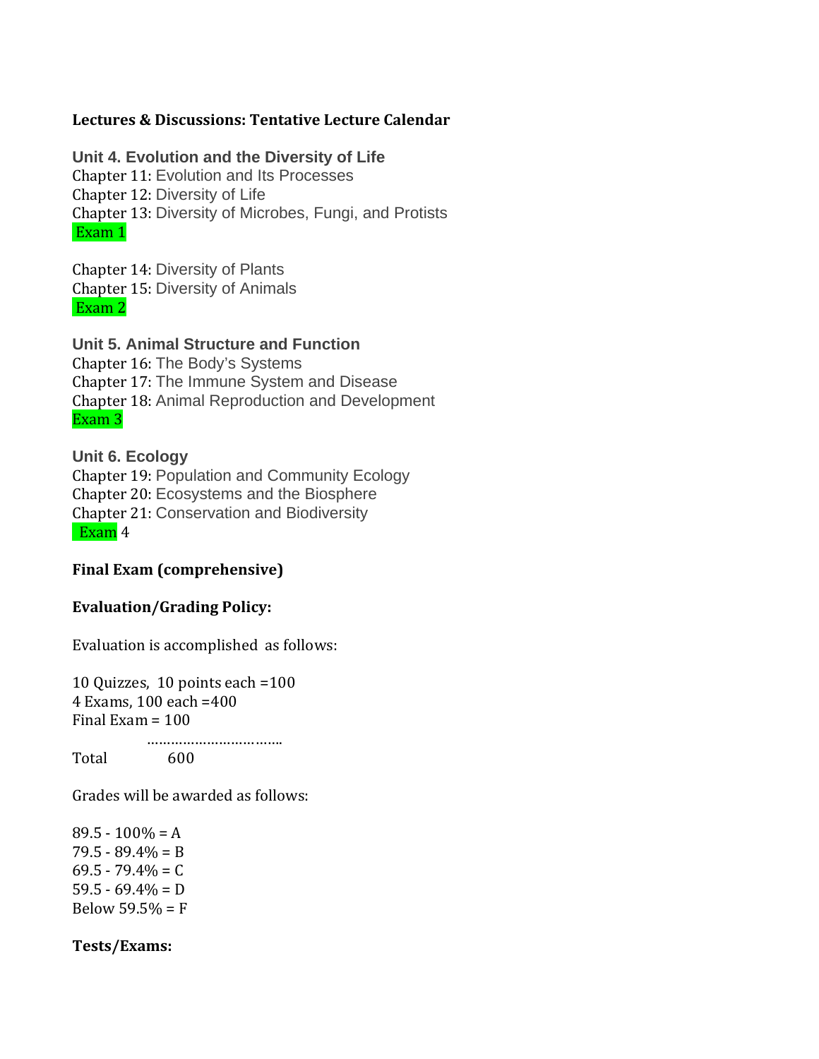**Lectures & Discussions: Tentative Lecture Calendar**

**Unit 4. Evolution and the Diversity of Life**
Chapter 11: Evolution and Its Processes
Chapter 12: Diversity of Life
Chapter 13: Diversity of Microbes, Fungi, and Protists
Exam 1

Chapter 14: Diversity of Plants
Chapter 15: Diversity of Animals
Exam 2

**Unit 5. Animal Structure and Function**
Chapter 16: The Body's Systems
Chapter 17: The Immune System and Disease
Chapter 18: Animal Reproduction and Development
Exam 3

**Unit 6. Ecology**
Chapter 19: Population and Community Ecology
Chapter 20: Ecosystems and the Biosphere
Chapter 21: Conservation and Biodiversity
Exam 4

**Final Exam (comprehensive)**

**Evaluation/Grading Policy:**

Evaluation is accomplished as follows:

10 Quizzes, 10 points each =100
4 Exams, 100 each =400
Final Exam = 100
……………………………..
Total 600

Grades will be awarded as follows:

89.5 - 100% = A
79.5 - 89.4% = B
69.5 - 79.4% = C
59.5 - 69.4% = D
Below 59.5% = F

**Tests/Exams:**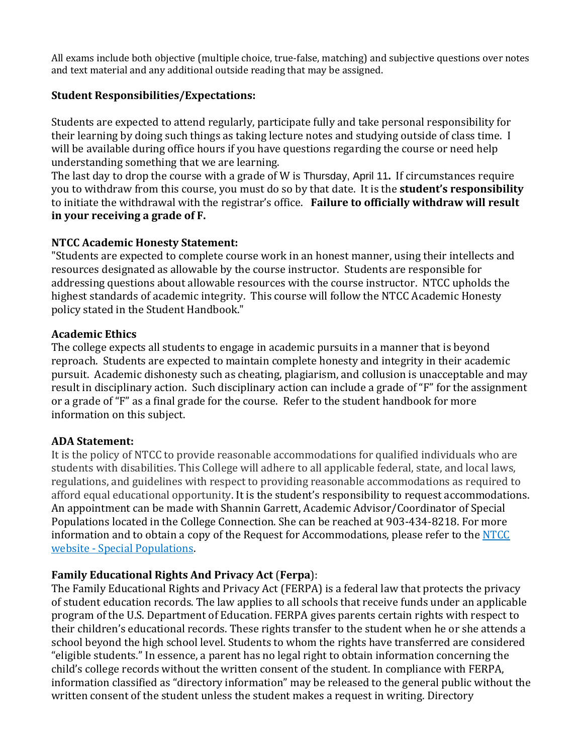All exams include both objective (multiple choice, true-false, matching) and subjective questions over notes and text material and any additional outside reading that may be assigned.

**Student Responsibilities/Expectations:**

Students are expected to attend regularly, participate fully and take personal responsibility for their learning by doing such things as taking lecture notes and studying outside of class time. I will be available during office hours if you have questions regarding the course or need help understanding something that we are learning.
The last day to drop the course with a grade of W is Thursday, April 11**.** If circumstances require you to withdraw from this course, you must do so by that date. It is the **student's responsibility** to initiate the withdrawal with the registrar's office. **Failure to officially withdraw will result in your receiving a grade of F.**

**NTCC Academic Honesty Statement:**
"Students are expected to complete course work in an honest manner, using their intellects and resources designated as allowable by the course instructor. Students are responsible for addressing questions about allowable resources with the course instructor. NTCC upholds the highest standards of academic integrity. This course will follow the NTCC Academic Honesty policy stated in the Student Handbook."

**Academic Ethics**
The college expects all students to engage in academic pursuits in a manner that is beyond reproach. Students are expected to maintain complete honesty and integrity in their academic pursuit. Academic dishonesty such as cheating, plagiarism, and collusion is unacceptable and may result in disciplinary action. Such disciplinary action can include a grade of "F" for the assignment or a grade of "F" as a final grade for the course. Refer to the student handbook for more information on this subject.

**ADA Statement:**
It is the policy of NTCC to provide reasonable accommodations for qualified individuals who are students with disabilities. This College will adhere to all applicable federal, state, and local laws, regulations, and guidelines with respect to providing reasonable accommodations as required to afford equal educational opportunity. It is the student's responsibility to request accommodations. An appointment can be made with Shannin Garrett, Academic Advisor/Coordinator of Special Populations located in the College Connection. She can be reached at 903-434-8218. For more information and to obtain a copy of the Request for Accommodations, please refer to the NTCC website - Special Populations.

**Family Educational Rights And Privacy Act (Ferpa)**:
The Family Educational Rights and Privacy Act (FERPA) is a federal law that protects the privacy of student education records. The law applies to all schools that receive funds under an applicable program of the U.S. Department of Education. FERPA gives parents certain rights with respect to their children's educational records. These rights transfer to the student when he or she attends a school beyond the high school level. Students to whom the rights have transferred are considered "eligible students." In essence, a parent has no legal right to obtain information concerning the child's college records without the written consent of the student. In compliance with FERPA, information classified as "directory information" may be released to the general public without the written consent of the student unless the student makes a request in writing. Directory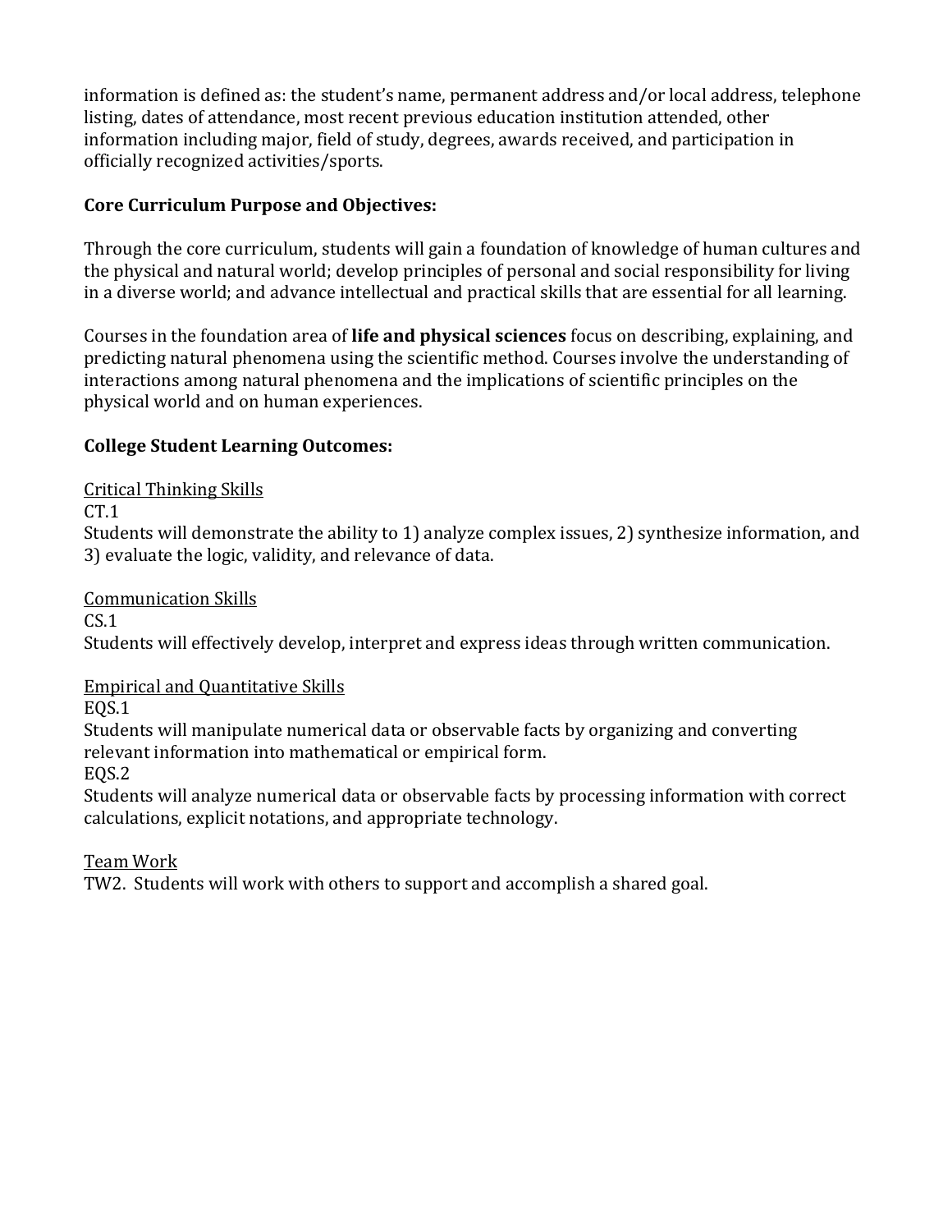information is defined as: the student's name, permanent address and/or local address, telephone listing, dates of attendance, most recent previous education institution attended, other information including major, field of study, degrees, awards received, and participation in officially recognized activities/sports.

**Core Curriculum Purpose and Objectives:**

Through the core curriculum, students will gain a foundation of knowledge of human cultures and the physical and natural world; develop principles of personal and social responsibility for living in a diverse world; and advance intellectual and practical skills that are essential for all learning.

Courses in the foundation area of **life and physical sciences** focus on describing, explaining, and predicting natural phenomena using the scientific method. Courses involve the understanding of interactions among natural phenomena and the implications of scientific principles on the physical world and on human experiences.

**College Student Learning Outcomes:**

<u>Critical Thinking Skills</u>
CT.1
Students will demonstrate the ability to 1) analyze complex issues, 2) synthesize information, and 3) evaluate the logic, validity, and relevance of data.

<u>Communication Skills</u>
CS.1
Students will effectively develop, interpret and express ideas through written communication.

<u>Empirical and Quantitative Skills</u>
EQS.1
Students will manipulate numerical data or observable facts by organizing and converting relevant information into mathematical or empirical form.
EQS.2
Students will analyze numerical data or observable facts by processing information with correct calculations, explicit notations, and appropriate technology.

<u>Team Work</u>
TW2. Students will work with others to support and accomplish a shared goal.